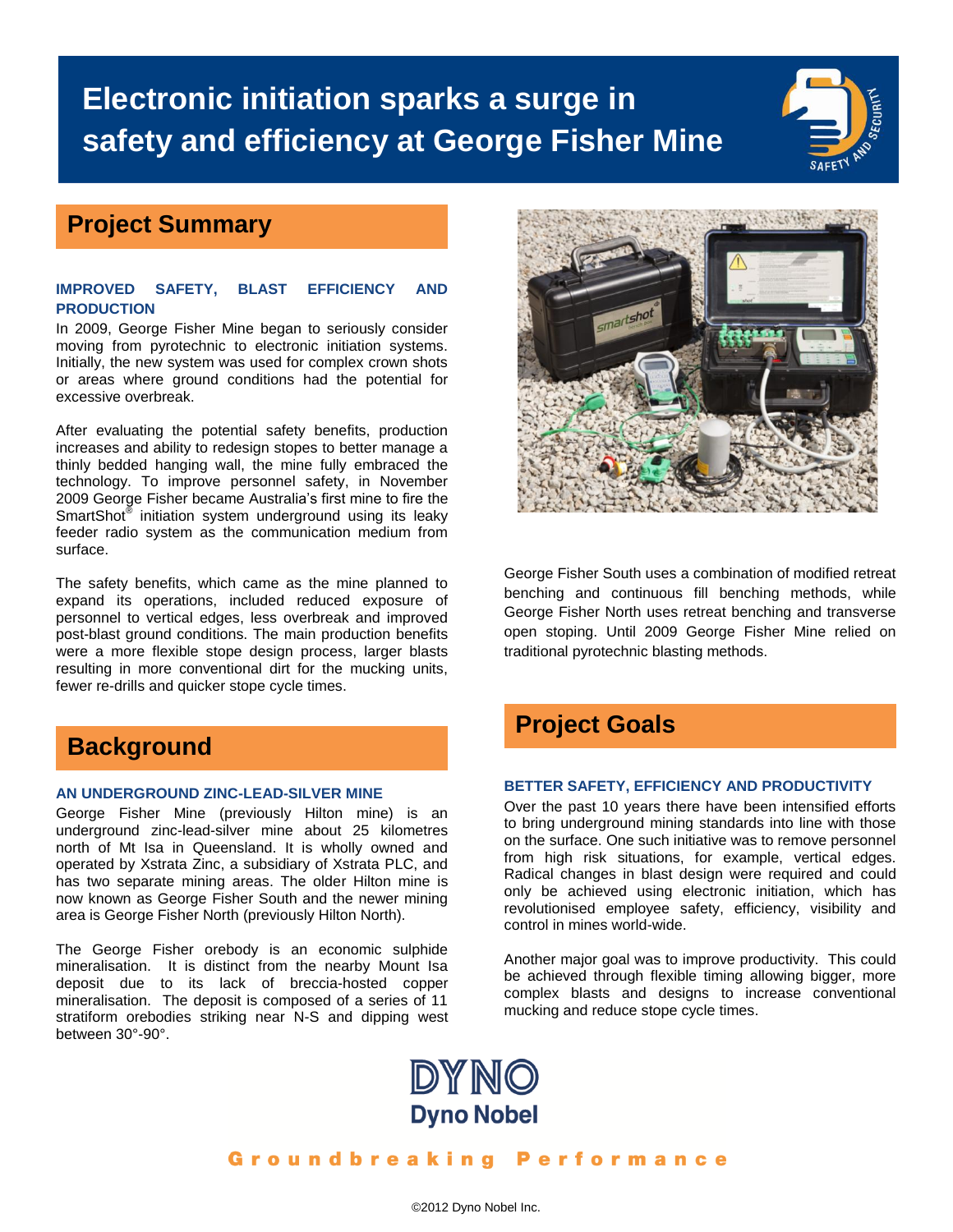# Electronic initiation sparks a surge in safety and efficiency at George Fisher Mine

## Project Summary

### IMPROVED SAFETY, BLAST EFFICIENCY AND PRODUCTION

In 2009, George Fisher Mine began to seriously consider moving from pyrotechnic to electronic initiation systems. Initially, the new system was used for complex crown shots or areas where ground conditions had the potential for excessive overbreak.

After evaluating the potential safety benefits, production increases and ability to redesign stopes to better manage a thinly bedded hanging wall, the mine fully embraced the technology. To improve personnel safety, in November 2009 George Fisher became Australia's first mine to fire the SmartShot® initiation system underground using its leaky feeder radio system as the communication medium from surface.

The safety benefits, which came as the mine planned to expand its operations, included reduced exposure of personnel to vertical edges, less overbreak and improved post-blast ground conditions. The main production benefits were a more flexible stope design process, larger blasts resulting in more conventional dirt for the mucking units, fewer re-drills and quicker stope cycle times.

## Background

### AN UNDERGROUND ZINC-LEAD-SILVER MINE

George Fisher Mine (previously Hilton mine) is an underground zinc-lead-silver mine about 25 kilometres north of Mt Isa in Queensland. It is wholly owned and operated by Xstrata Zinc, a subsidiary of Xstrata PLC, and has two separate mining areas. The older Hilton mine is now known as George Fisher South and the newer mining area is George Fisher North (previously Hilton North).

The George Fisher orebody is an economic sulphide mineralisation. It is distinct from the nearby Mount Isa deposit due to its lack of breccia-hosted copper mineralisation. The deposit is composed of a series of 11 stratiform orebodies striking near N-S and dipping west between 30°-90°.

George Fisher South uses a combination of modified retreat benching and continuous fill benching methods, while George Fisher North uses retreat benching and transverse open stoping. Until 2009 George Fisher Mine relied on traditional pyrotechnic blasting methods.

## Project Goals

### BETTER SAFETY, EFFICIENCY AND PRODUCTIVITY

Over the past 10 years there have been intensified efforts to bring underground mining standards into line with those on the surface. One such initiative was to remove personnel from high risk situations, for example, vertical edges. Radical changes in blast design were required and could only be achieved using electronic initiation, which has revolutionised employee safety, efficiency, visibility and control in mines world-wide.

Another major goal was to improve productivity. This could be achieved through flexible timing allowing bigger, more complex blasts and designs to increase conventional mucking and reduce stope cycle times.

Dyno Nobel

Groundbreaking Performance

©2012 Dyno Nobel Inc.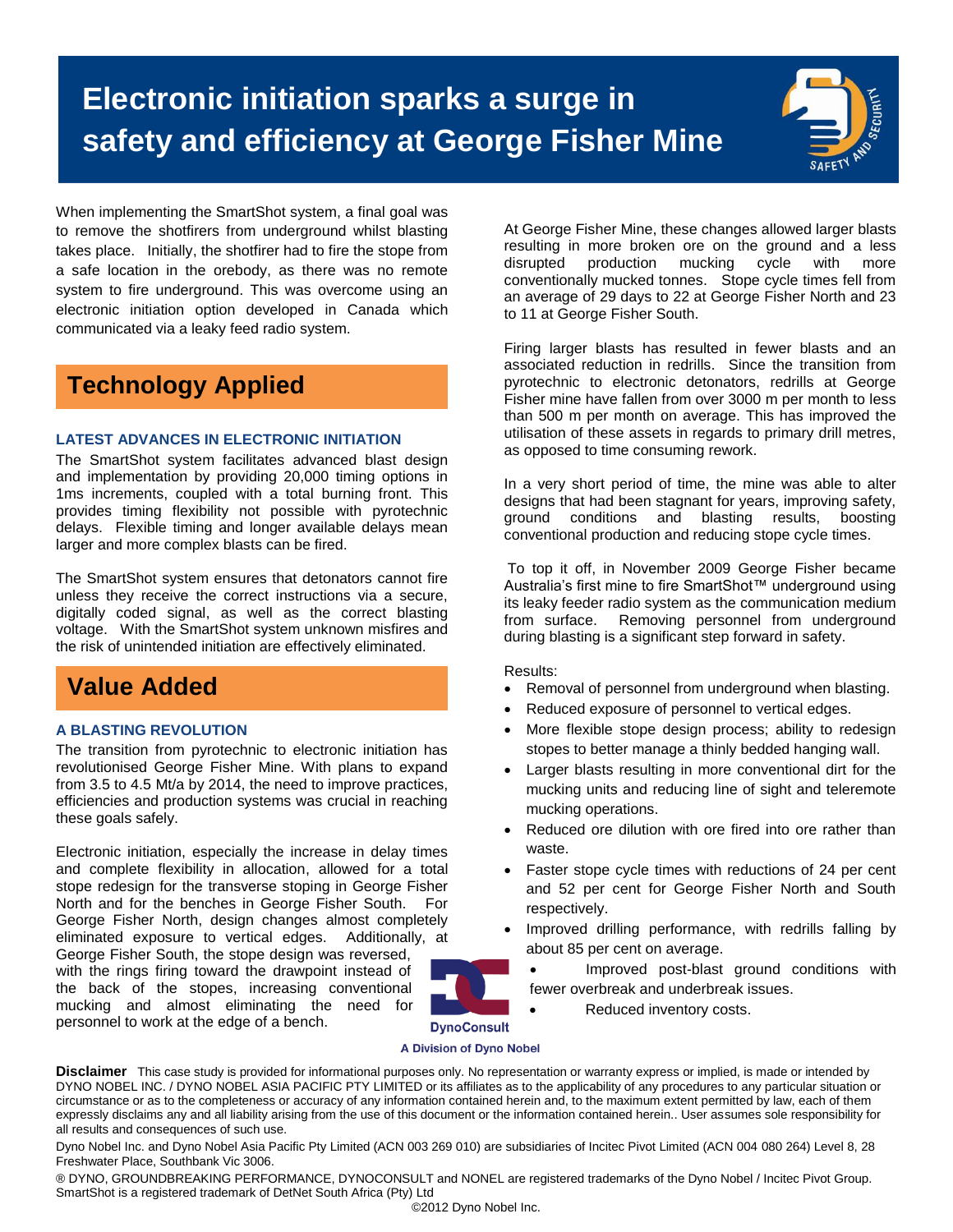# Electronic initiation sparks a surge in safety and efficiency at George Fisher Mine

When implementing the SmartShot system, a final goal was to remove the shotfirers from underground whilst blasting takes place. Initially, the shotfirer had to fire the stope from a safe location in the orebody, as there was no remote system to fire underground. This was overcome using an electronic initiation option developed in Canada which communicated via a leaky feed radio system.

## Technology Applied

### LATEST ADVANCES IN ELECTRONIC INITIATION

The SmartShot system facilitates advanced blast design and implementation by providing 20,000 timing options in 1ms increments, coupled with a total burning front. This provides timing flexibility not possible with pyrotechnic delays. Flexible timing and longer available delays mean larger and more complex blasts can be fired.

The SmartShot system ensures that detonators cannot fire unless they receive the correct instructions via a secure, digitally coded signal, as well as the correct blasting voltage. With the SmartShot system unknown misfires and the risk of unintended initiation are effectively eliminated.

## Value Added

### A BLASTING REVOLUTION

The transition from pyrotechnic to electronic initiation has revolutionised George Fisher Mine. With plans to expand from 3.5 to 4.5 Mt/a by 2014, the need to improve practices, efficiencies and production systems was crucial in reaching these goals safely.

Electronic initiation, especially the increase in delay times and complete flexibility in allocation, allowed for a total stope redesign for the transverse stoping in George Fisher North and for the benches in George Fisher South. For George Fisher North, design changes almost completely eliminated exposure to vertical edges. Additionally, at George Fisher South, the stope design was reversed, with the rings firing toward the drawpoint instead of the back of the stopes, increasing conventional mucking and almost eliminating the need for personnel to work at the edge of a bench.

At George Fisher Mine, these changes allowed larger blasts resulting in more broken ore on the ground and a less disrupted production mucking cycle with more conventionally mucked tonnes. Stope cycle times fell from an average of 29 days to 22 at George Fisher North and 23 to 11 at George Fisher South.

Firing larger blasts has resulted in fewer blasts and an associated reduction in redrills. Since the transition from pyrotechnic to electronic detonators, redrills at George Fisher mine have fallen from over 3000 m per month to less than 500 m per month on average. This has improved the utilisation of these assets in regards to primary drill metres, as opposed to time consuming rework.

In a very short period of time, the mine was able to alter designs that had been stagnant for years, improving safety, ground conditions and blasting results, boosting conventional production and reducing stope cycle times.

To top it off, in November 2009 George Fisher became Australia's first mine to fire SmartShot™ underground using its leaky feeder radio system as the communication medium from surface. Removing personnel from underground during blasting is a significant step forward in safety.

Results:

- Removal of personnel from underground when blasting.
- Reduced exposure of personnel to vertical edges.
- More flexible stope design process; ability to redesign stopes to better manage a thinly bedded hanging wall.
- Larger blasts resulting in more conventional dirt for the mucking units and reducing line of sight and teleremote mucking operations.
- Reduced ore dilution with ore fired into ore rather than waste.
- Faster stope cycle times with reductions of 24 per cent and 52 per cent for George Fisher North and South respectively.
- Improved drilling performance, with redrills falling by about 85 per cent on average.
- Improved post-blast ground conditions with fewer overbreak and underbreak issues.
- Reduced inventory costs.

DynoConsult

A Division of Dyno Nobel

**Disclaimer** This case study is provided for informational purposes only. No representation or warranty express or implied, is made or intended by DYNO NOBEL INC. / DYNO NOBEL ASIA PACIFIC PTY LIMITED or its affiliates as to the applicability of any procedures to any particular situation or circumstance or as to the completeness or accuracy of any information contained herein and, to the maximum extent permitted by law, each of them expressly disclaims any and all liability arising from the use of this document or the information contained herein.. User assumes sole responsibility for all results and consequences of such use.

Dyno Nobel Inc. and Dyno Nobel Asia Pacific Pty Limited (ACN 003 269 010) are subsidiaries of Incitec Pivot Limited (ACN 004 080 264) Level 8, 28 Freshwater Place, Southbank Vic 3006.

® DYNO, GROUNDBREAKING PERFORMANCE, DYNOCONSULT and NONEL are registered trademarks of the Dyno Nobel / Incitec Pivot Group. SmartShot is a registered trademark of DetNet South Africa (Pty) Ltd

©2012 Dyno Nobel Inc.